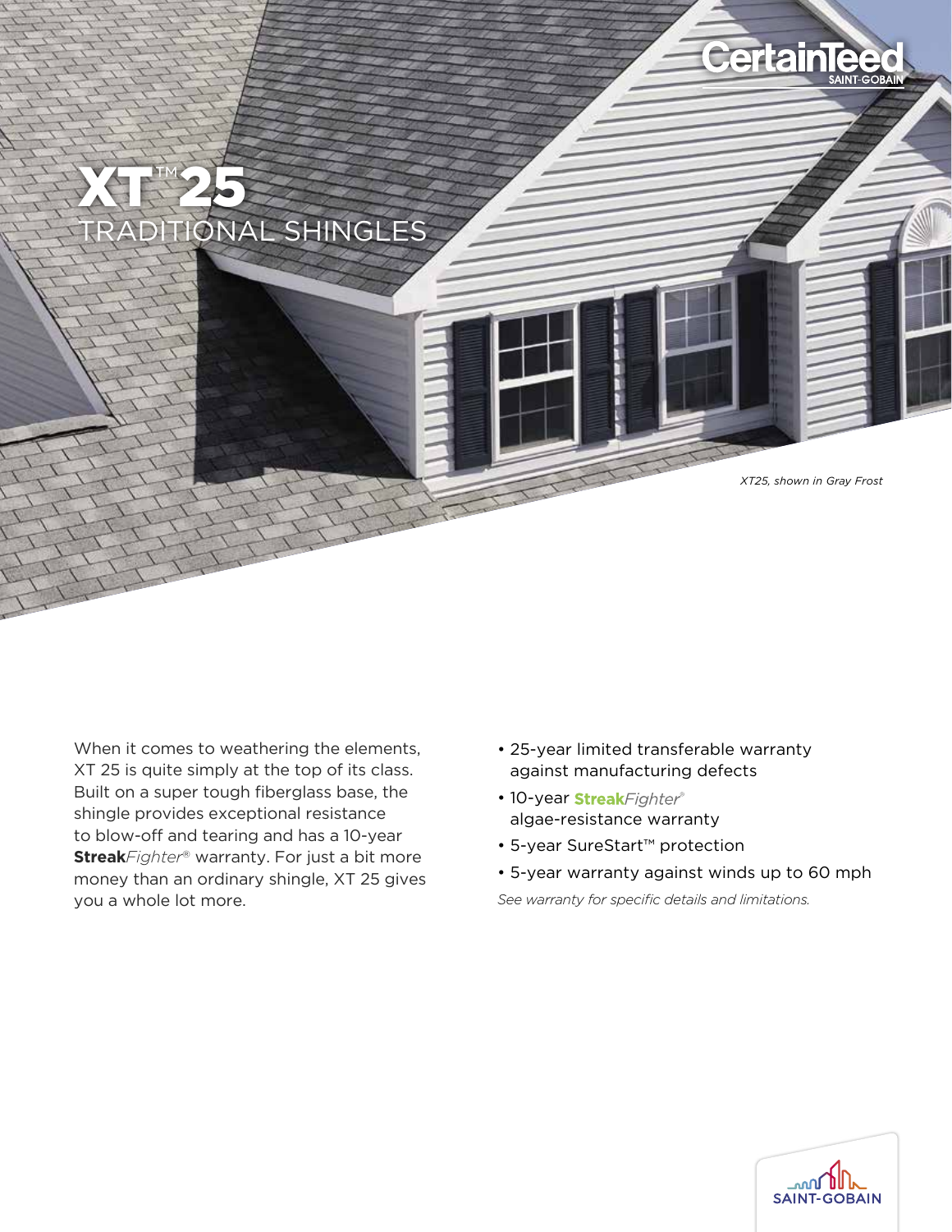CertainTeed
SAINT-GOBAIN

# XT™ 25
## TRADITIONAL SHINGLES

*XT25, shown in Gray Frost*

When it comes to weathering the elements, XT 25 is quite simply at the top of its class. Built on a super tough fiberglass base, the shingle provides exceptional resistance to blow-off and tearing and has a 10-year **Streak***Fighter*® warranty. For just a bit more money than an ordinary shingle, XT 25 gives you a whole lot more.

- 25-year limited transferable warranty against manufacturing defects
- 10-year **Streak***Fighter*® algae-resistance warranty
- 5-year SureStart™ protection
- 5-year warranty against winds up to 60 mph

*See warranty for specific details and limitations.*

SAINT-GOBAIN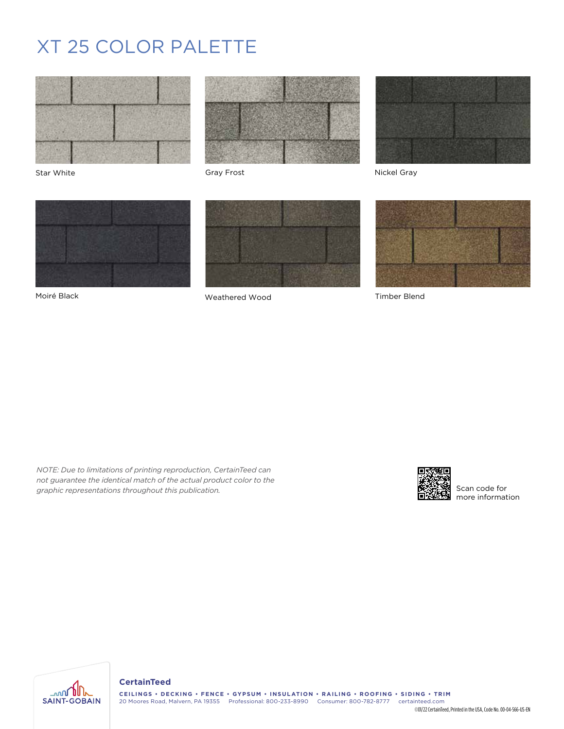# XT 25 COLOR PALETTE

Star White

Gray Frost

Nickel Gray

Moiré Black

Weathered Wood

Timber Blend

*NOTE: Due to limitations of printing reproduction, CertainTeed can not guarantee the identical match of the actual product color to the graphic representations throughout this publication.*

Scan code for more information

SAINT-GOBAIN

**CertainTeed**

**CEILINGS • DECKING • FENCE • GYPSUM • INSULATION • RAILING • ROOFING • SIDING • TRIM**

20 Moores Road, Malvern, PA 19355 Professional: 800-233-8990 Consumer: 800-782-8777 certainteed.com

©01/22 CertainTeed, Printed in the USA, Code No. 00-04-566-US-EN